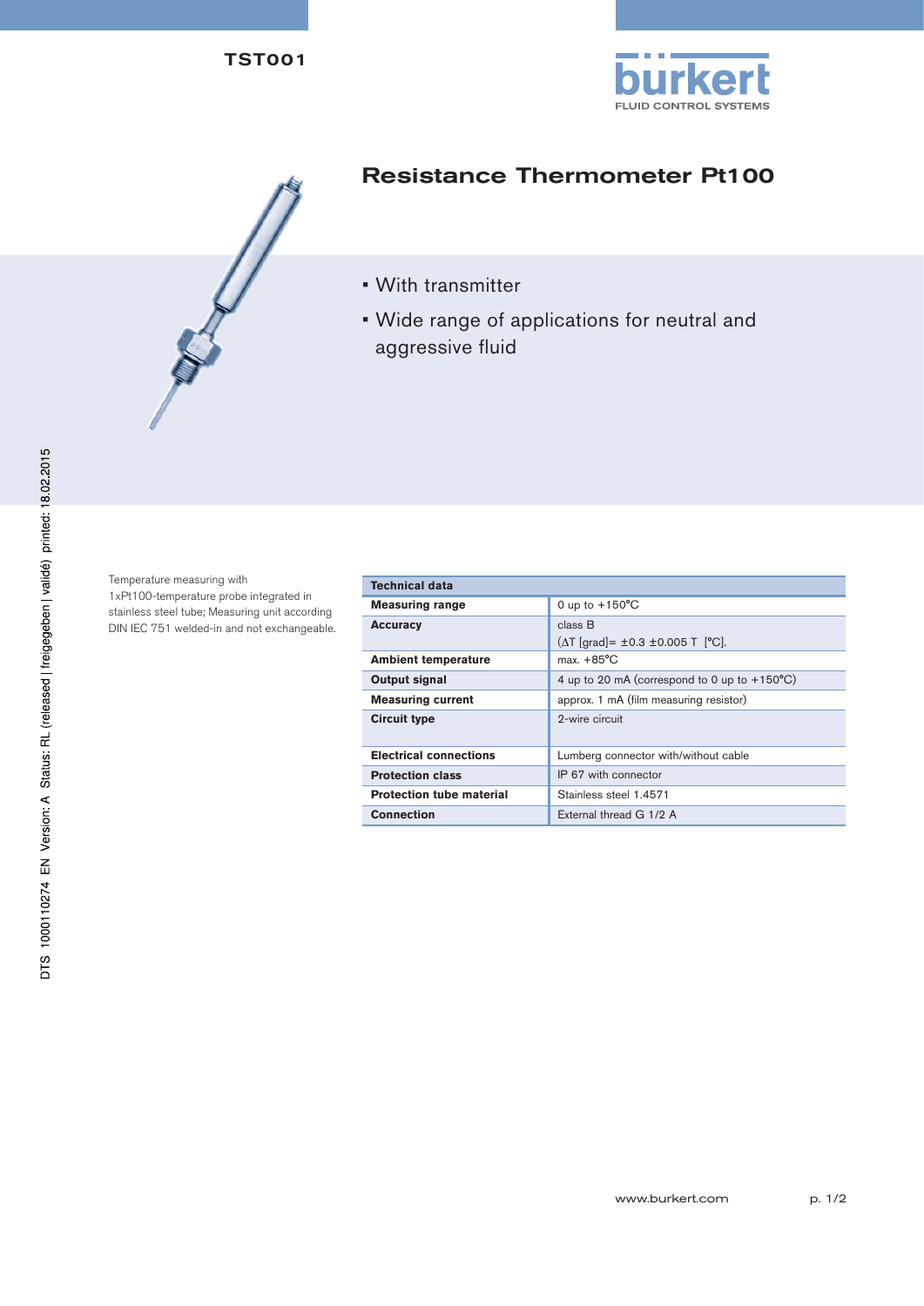TST001

# Resistance Thermometer Pt100

- With transmitter
- Wide range of applications for neutral and aggressive fluid

DTS 1000110274 EN Version: A Status: RL (released | freigegeben | validé) printed: 18.02.2015

Temperature measuring with 1xPt100-temperature probe integrated in stainless steel tube; Measuring unit according DIN IEC 751 welded-in and not exchangeable.

| Technical data | |
|---|---|
| **Measuring range** | 0 up to +150°C |
| **Accuracy** | class B<br>(ΔT [grad]= ±0.3 ±0.005 T [°C]. |
| **Ambient temperature** | max. +85°C |
| **Output signal** | 4 up to 20 mA (correspond to 0 up to +150°C) |
| **Measuring current** | approx. 1 mA (film measuring resistor) |
| **Circuit type** | 2-wire circuit |
| **Electrical connections** | Lumberg connector with/without cable |
| **Protection class** | IP 67 with connector |
| **Protection tube material** | Stainless steel 1.4571 |
| **Connection** | External thread G 1/2 A |

www.burkert.com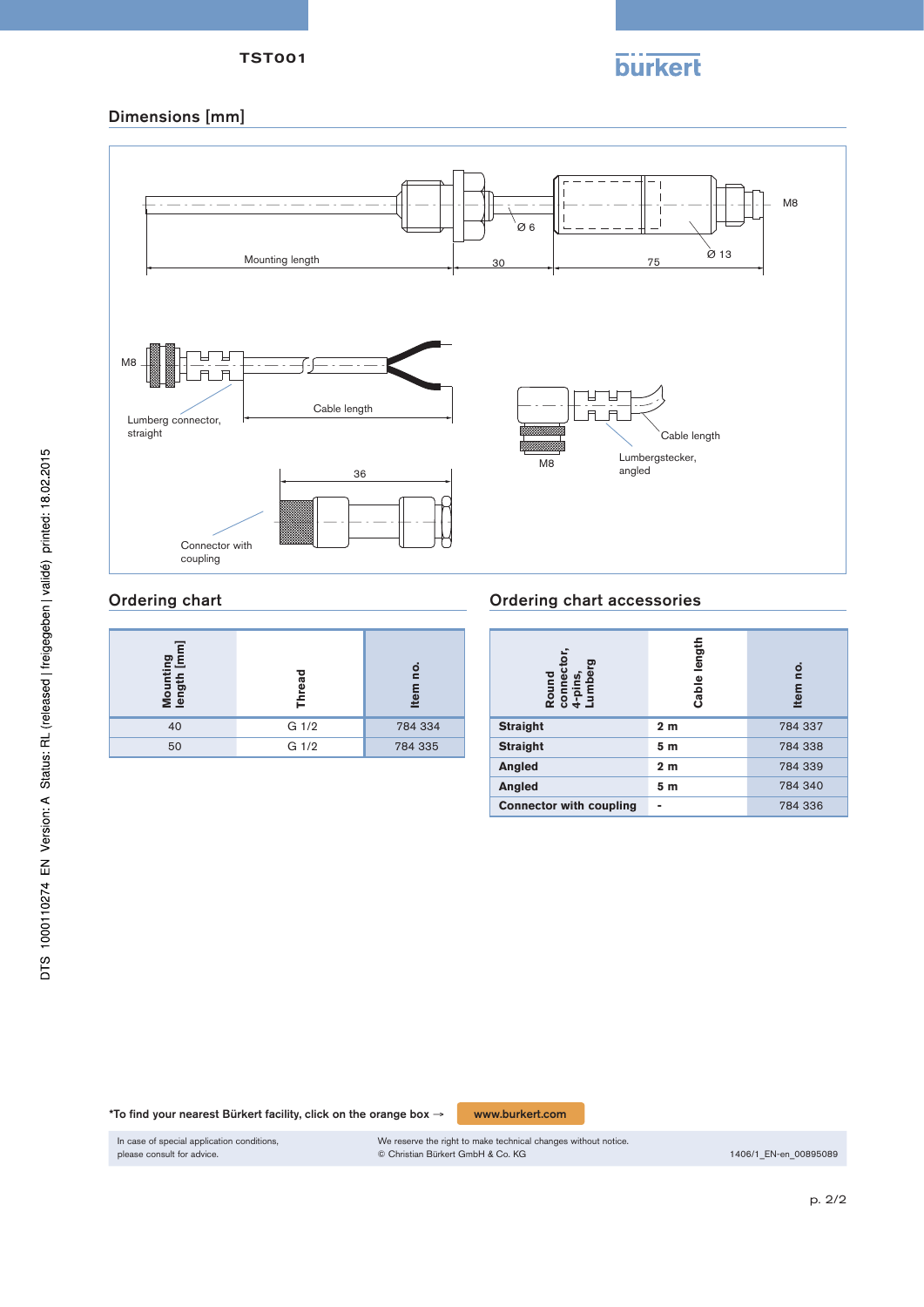## Dimensions [mm]

M8

Ø 6

Ø 13

Mounting length

30

75

M8

Lumberg connector, straight

Cable length

Cable length

M8

Lumbergstecker, angled

36

Connector with coupling

## Ordering chart

| Mounting length [mm] | Thread | Item no. |
|---|---|---|
| 40 | G 1/2 | 784 334 |
| 50 | G 1/2 | 784 335 |

## Ordering chart accessories

| Round connector, 4-pins, Lumberg | Cable length | Item no. |
|---|---|---|
| **Straight** | **2 m** | 784 337 |
| **Straight** | **5 m** | 784 338 |
| **Angled** | **2 m** | 784 339 |
| **Angled** | **5 m** | 784 340 |
| **Connector with coupling** | **-** | 784 336 |

*To find your nearest Bürkert facility, click on the orange box → www.burkert.com

In case of special application conditions, please consult for advice.

We reserve the right to make technical changes without notice.
© Christian Bürkert GmbH & Co. KG

1406/1_EN-en_00895089